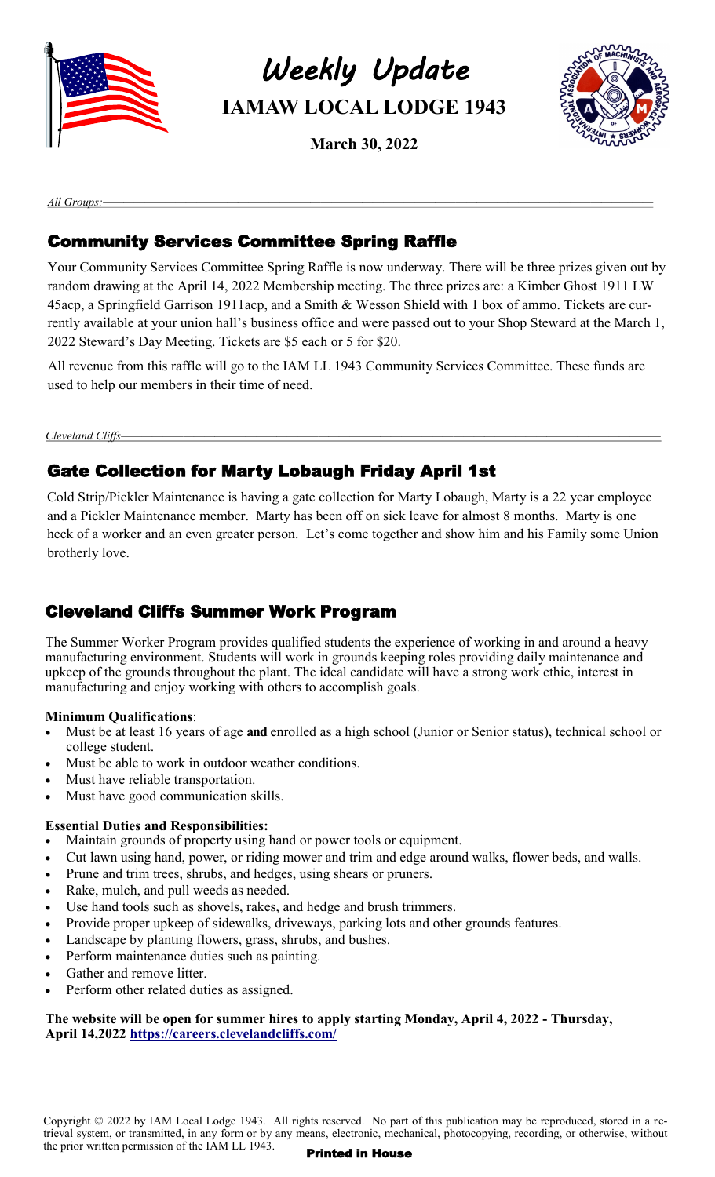# Weekly Update

## IAMAW LOCAL LODGE 1943

**March 30, 2022**

*All Groups:*

## Community Services Committee Spring Raffle

Your Community Services Committee Spring Raffle is now underway. There will be three prizes given out by random drawing at the April 14, 2022 Membership meeting. The three prizes are: a Kimber Ghost 1911 LW 45acp, a Springfield Garrison 1911acp, and a Smith & Wesson Shield with 1 box of ammo. Tickets are currently available at your union hall's business office and were passed out to your Shop Steward at the March 1, 2022 Steward's Day Meeting. Tickets are $5 each or 5 for $20.

All revenue from this raffle will go to the IAM LL 1943 Community Services Committee. These funds are used to help our members in their time of need.

*Cleveland Cliffs*

## Gate Collection for Marty Lobaugh Friday April 1st

Cold Strip/Pickler Maintenance is having a gate collection for Marty Lobaugh, Marty is a 22 year employee and a Pickler Maintenance member. Marty has been off on sick leave for almost 8 months. Marty is one heck of a worker and an even greater person. Let's come together and show him and his Family some Union brotherly love.

## Cleveland Cliffs Summer Work Program

The Summer Worker Program provides qualified students the experience of working in and around a heavy manufacturing environment. Students will work in grounds keeping roles providing daily maintenance and upkeep of the grounds throughout the plant. The ideal candidate will have a strong work ethic, interest in manufacturing and enjoy working with others to accomplish goals.

**Minimum Qualifications**:

- Must be at least 16 years of age **and** enrolled as a high school (Junior or Senior status), technical school or college student.
- Must be able to work in outdoor weather conditions.
- Must have reliable transportation.
- Must have good communication skills.

**Essential Duties and Responsibilities:**

- Maintain grounds of property using hand or power tools or equipment.
- Cut lawn using hand, power, or riding mower and trim and edge around walks, flower beds, and walls.
- Prune and trim trees, shrubs, and hedges, using shears or pruners.
- Rake, mulch, and pull weeds as needed.
- Use hand tools such as shovels, rakes, and hedge and brush trimmers.
- Provide proper upkeep of sidewalks, driveways, parking lots and other grounds features.
- Landscape by planting flowers, grass, shrubs, and bushes.
- Perform maintenance duties such as painting.
- Gather and remove litter.
- Perform other related duties as assigned.

**The website will be open for summer hires to apply starting Monday, April 4, 2022 - Thursday, April 14,2022 [https://careers.clevelandcliffs.com/](https://careers.clevelandcliffs.com/)**

Copyright © 2022 by IAM Local Lodge 1943. All rights reserved. No part of this publication may be reproduced, stored in a retrieval system, or transmitted, in any form or by any means, electronic, mechanical, photocopying, recording, or otherwise, without the prior written permission of the IAM LL 1943.

**Printed in House**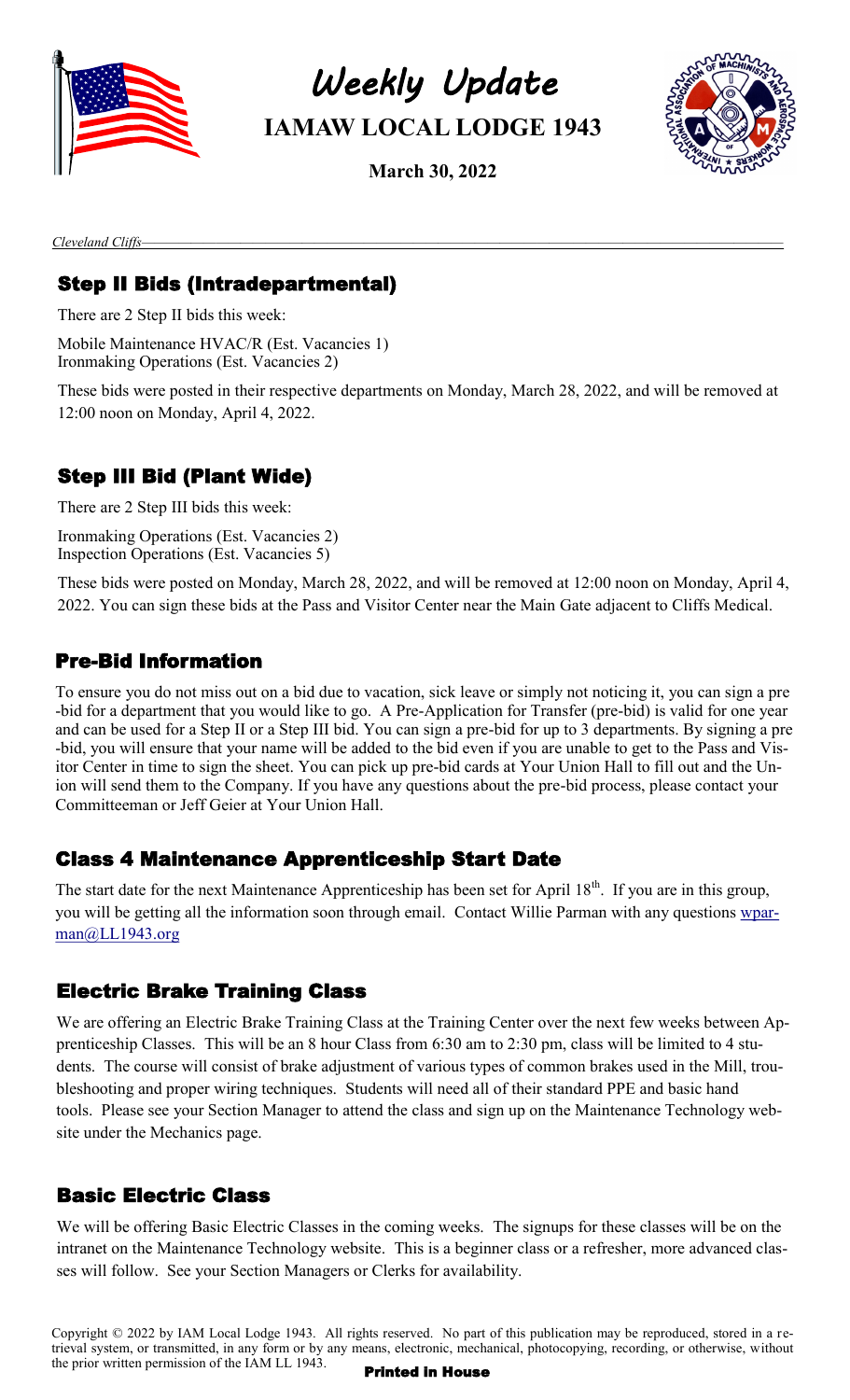# Weekly Update

## IAMAW LOCAL LODGE 1943

**March 30, 2022**

*Cleveland Cliffs*

## Step II Bids (Intradepartmental)

There are 2 Step II bids this week:

Mobile Maintenance HVAC/R (Est. Vacancies 1)
Ironmaking Operations (Est. Vacancies 2)

These bids were posted in their respective departments on Monday, March 28, 2022, and will be removed at 12:00 noon on Monday, April 4, 2022.

## Step III Bid (Plant Wide)

There are 2 Step III bids this week:

Ironmaking Operations (Est. Vacancies 2)
Inspection Operations (Est. Vacancies 5)

These bids were posted on Monday, March 28, 2022, and will be removed at 12:00 noon on Monday, April 4, 2022. You can sign these bids at the Pass and Visitor Center near the Main Gate adjacent to Cliffs Medical.

## Pre-Bid Information

To ensure you do not miss out on a bid due to vacation, sick leave or simply not noticing it, you can sign a pre-bid for a department that you would like to go. A Pre-Application for Transfer (pre-bid) is valid for one year and can be used for a Step II or a Step III bid. You can sign a pre-bid for up to 3 departments. By signing a pre-bid, you will ensure that your name will be added to the bid even if you are unable to get to the Pass and Visitor Center in time to sign the sheet. You can pick up pre-bid cards at Your Union Hall to fill out and the Union will send them to the Company. If you have any questions about the pre-bid process, please contact your Committeeman or Jeff Geier at Your Union Hall.

## Class 4 Maintenance Apprenticeship Start Date

The start date for the next Maintenance Apprenticeship has been set for April 18th. If you are in this group, you will be getting all the information soon through email. Contact Willie Parman with any questions wparman@LL1943.org

## Electric Brake Training Class

We are offering an Electric Brake Training Class at the Training Center over the next few weeks between Apprenticeship Classes. This will be an 8 hour Class from 6:30 am to 2:30 pm, class will be limited to 4 students. The course will consist of brake adjustment of various types of common brakes used in the Mill, troubleshooting and proper wiring techniques. Students will need all of their standard PPE and basic hand tools. Please see your Section Manager to attend the class and sign up on the Maintenance Technology website under the Mechanics page.

## Basic Electric Class

We will be offering Basic Electric Classes in the coming weeks. The signups for these classes will be on the intranet on the Maintenance Technology website. This is a beginner class or a refresher, more advanced classes will follow. See your Section Managers or Clerks for availability.

Copyright © 2022 by IAM Local Lodge 1943. All rights reserved. No part of this publication may be reproduced, stored in a retrieval system, or transmitted, in any form or by any means, electronic, mechanical, photocopying, recording, or otherwise, without the prior written permission of the IAM LL 1943.

**Printed in House**